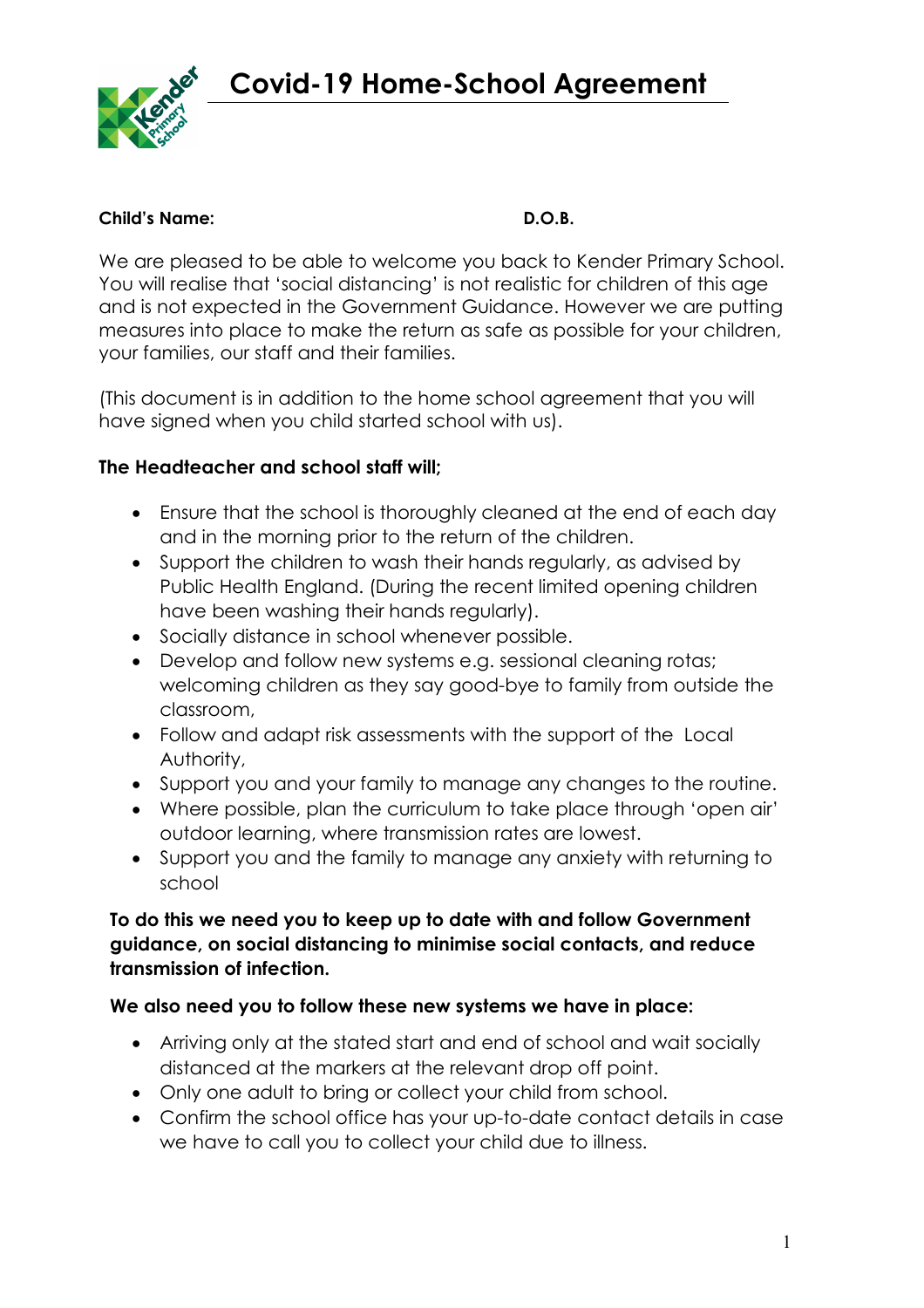# Covid-19 Home-School Agreement

**Child's Name:** **D.O.B.**

We are pleased to be able to welcome you back to Kender Primary School. You will realise that 'social distancing' is not realistic for children of this age and is not expected in the Government Guidance. However we are putting measures into place to make the return as safe as possible for your children, your families, our staff and their families.

(This document is in addition to the home school agreement that you will have signed when you child started school with us).

**The Headteacher and school staff will;**

- Ensure that the school is thoroughly cleaned at the end of each day and in the morning prior to the return of the children.
- Support the children to wash their hands regularly, as advised by Public Health England. (During the recent limited opening children have been washing their hands regularly).
- Socially distance in school whenever possible.
- Develop and follow new systems e.g. sessional cleaning rotas; welcoming children as they say good-bye to family from outside the classroom,
- Follow and adapt risk assessments with the support of the Local Authority,
- Support you and your family to manage any changes to the routine.
- Where possible, plan the curriculum to take place through 'open air' outdoor learning, where transmission rates are lowest.
- Support you and the family to manage any anxiety with returning to school

**To do this we need you to keep up to date with and follow Government guidance, on social distancing to minimise social contacts, and reduce transmission of infection.**

**We also need you to follow these new systems we have in place:**

- Arriving only at the stated start and end of school and wait socially distanced at the markers at the relevant drop off point.
- Only one adult to bring or collect your child from school.
- Confirm the school office has your up-to-date contact details in case we have to call you to collect your child due to illness.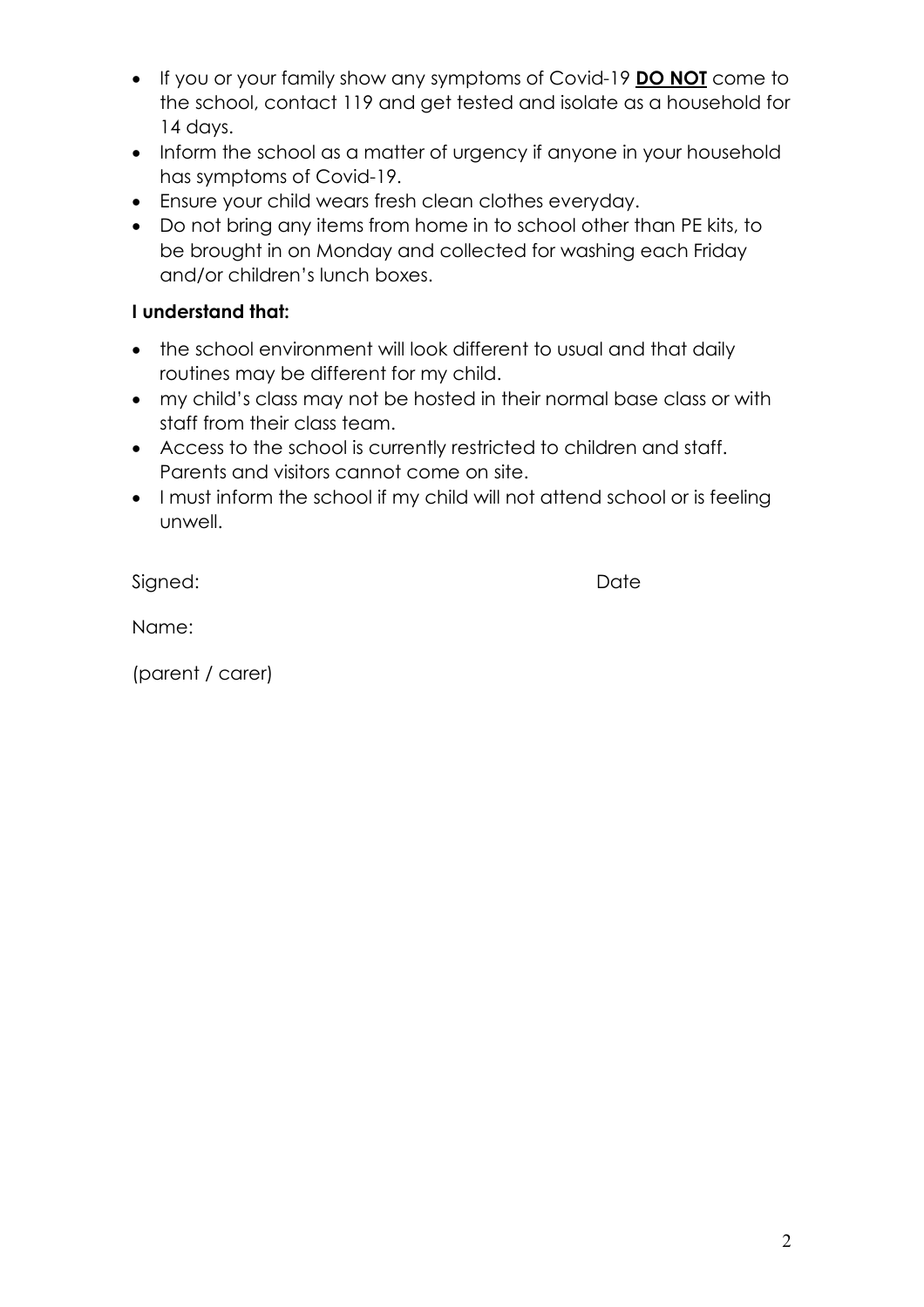- If you or your family show any symptoms of Covid-19 **DO NOT** come to the school, contact 119 and get tested and isolate as a household for 14 days.
- Inform the school as a matter of urgency if anyone in your household has symptoms of Covid-19.
- Ensure your child wears fresh clean clothes everyday.
- Do not bring any items from home in to school other than PE kits, to be brought in on Monday and collected for washing each Friday and/or children's lunch boxes.

**I understand that:**

- the school environment will look different to usual and that daily routines may be different for my child.
- my child's class may not be hosted in their normal base class or with staff from their class team.
- Access to the school is currently restricted to children and staff. Parents and visitors cannot come on site.
- I must inform the school if my child will not attend school or is feeling unwell.

Signed: Date

Name:

(parent / carer)